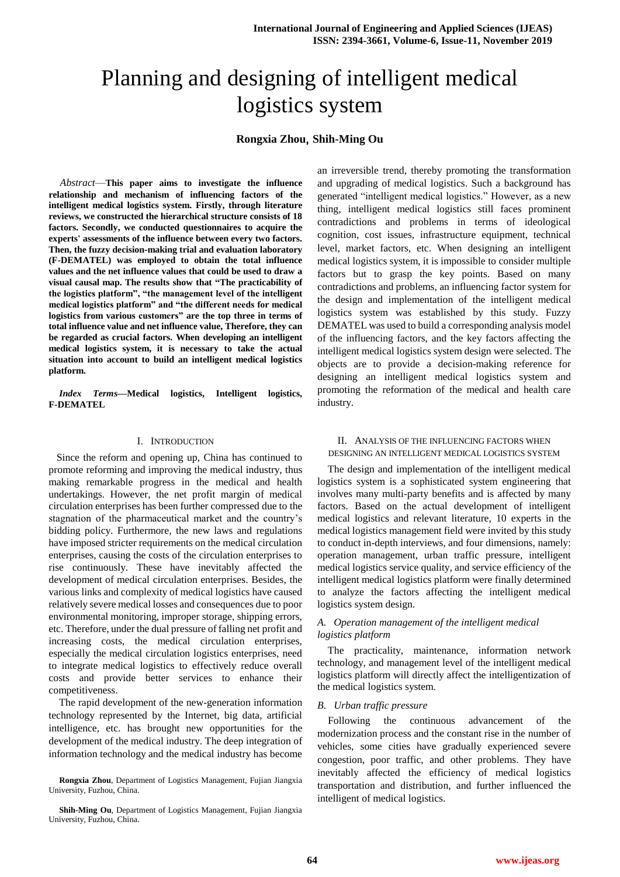# Planning and designing of intelligent medical logistics system

**Rongxia Zhou, Shih-Ming Ou**

*Abstract*—**This paper aims to investigate the influence relationship and mechanism of influencing factors of the intelligent medical logistics system. Firstly, through literature reviews, we constructed the hierarchical structure consists of 18 factors. Secondly, we conducted questionnaires to acquire the experts' assessments of the influence between every two factors. Then, the fuzzy decision-making trial and evaluation laboratory (F-DEMATEL) was employed to obtain the total influence values and the net influence values that could be used to draw a visual causal map. The results show that "The practicability of the logistics platform", "the management level of the intelligent medical logistics platform" and "the different needs for medical logistics from various customers" are the top three in terms of total influence value and net influence value, Therefore, they can be regarded as crucial factors. When developing an intelligent medical logistics system, it is necessary to take the actual situation into account to build an intelligent medical logistics platform.**

*Index Terms*—**Medical logistics, Intelligent logistics, F-DEMATEL**

## I. Introduction

Since the reform and opening up, China has continued to promote reforming and improving the medical industry, thus making remarkable progress in the medical and health undertakings. However, the net profit margin of medical circulation enterprises has been further compressed due to the stagnation of the pharmaceutical market and the country's bidding policy. Furthermore, the new laws and regulations have imposed stricter requirements on the medical circulation enterprises, causing the costs of the circulation enterprises to rise continuously. These have inevitably affected the development of medical circulation enterprises. Besides, the various links and complexity of medical logistics have caused relatively severe medical losses and consequences due to poor environmental monitoring, improper storage, shipping errors, etc. Therefore, under the dual pressure of falling net profit and increasing costs, the medical circulation enterprises, especially the medical circulation logistics enterprises, need to integrate medical logistics to effectively reduce overall costs and provide better services to enhance their competitiveness.

The rapid development of the new-generation information technology represented by the Internet, big data, artificial intelligence, etc. has brought new opportunities for the development of the medical industry. The deep integration of information technology and the medical industry has become an irreversible trend, thereby promoting the transformation and upgrading of medical logistics. Such a background has generated "intelligent medical logistics." However, as a new thing, intelligent medical logistics still faces prominent contradictions and problems in terms of ideological cognition, cost issues, infrastructure equipment, technical level, market factors, etc. When designing an intelligent medical logistics system, it is impossible to consider multiple factors but to grasp the key points. Based on many contradictions and problems, an influencing factor system for the design and implementation of the intelligent medical logistics system was established by this study. Fuzzy DEMATEL was used to build a corresponding analysis model of the influencing factors, and the key factors affecting the intelligent medical logistics system design were selected. The objects are to provide a decision-making reference for designing an intelligent medical logistics system and promoting the reformation of the medical and health care industry.

**Rongxia Zhou**, Department of Logistics Management, Fujian Jiangxia University, Fuzhou, China.

**Shih-Ming Ou**, Department of Logistics Management, Fujian Jiangxia University, Fuzhou, China.

## II. Analysis of the influencing factors when designing an intelligent medical logistics system

The design and implementation of the intelligent medical logistics system is a sophisticated system engineering that involves many multi-party benefits and is affected by many factors. Based on the actual development of intelligent medical logistics and relevant literature, 10 experts in the medical logistics management field were invited by this study to conduct in-depth interviews, and four dimensions, namely: operation management, urban traffic pressure, intelligent medical logistics service quality, and service efficiency of the intelligent medical logistics platform were finally determined to analyze the factors affecting the intelligent medical logistics system design.

### *A. Operation management of the intelligent medical logistics platform*

The practicality, maintenance, information network technology, and management level of the intelligent medical logistics platform will directly affect the intelligentization of the medical logistics system.

### *B. Urban traffic pressure*

Following the continuous advancement of the modernization process and the constant rise in the number of vehicles, some cities have gradually experienced severe congestion, poor traffic, and other problems. They have inevitably affected the efficiency of medical logistics transportation and distribution, and further influenced the intelligent of medical logistics.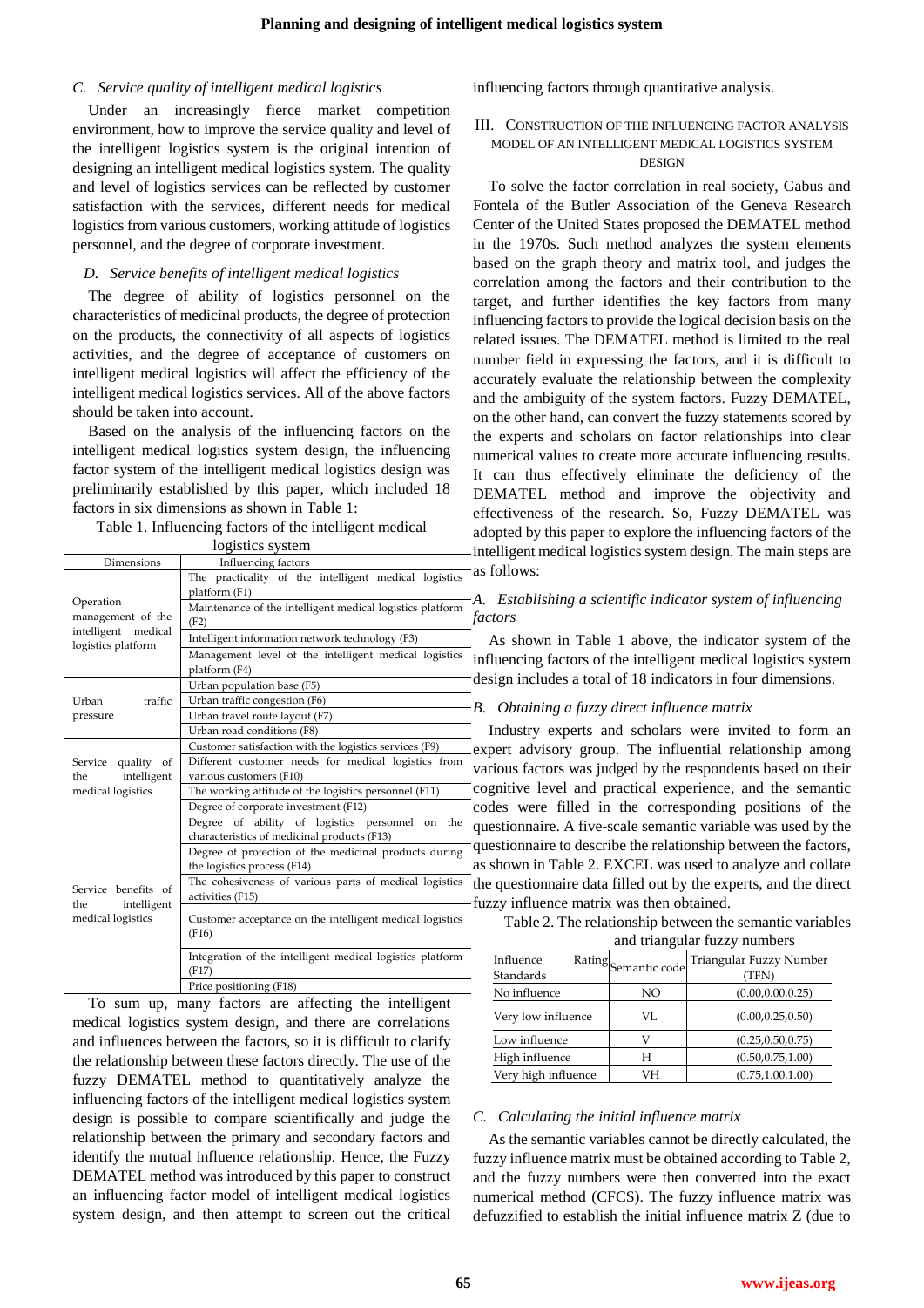### C. *Service quality of intelligent medical logistics*

Under an increasingly fierce market competition environment, how to improve the service quality and level of the intelligent logistics system is the original intention of designing an intelligent medical logistics system. The quality and level of logistics services can be reflected by customer satisfaction with the services, different needs for medical logistics from various customers, working attitude of logistics personnel, and the degree of corporate investment.

### D. *Service benefits of intelligent medical logistics*

The degree of ability of logistics personnel on the characteristics of medicinal products, the degree of protection on the products, the connectivity of all aspects of logistics activities, and the degree of acceptance of customers on intelligent medical logistics will affect the efficiency of the intelligent medical logistics services. All of the above factors should be taken into account.

Based on the analysis of the influencing factors on the intelligent medical logistics system design, the influencing factor system of the intelligent medical logistics design was preliminarily established by this paper, which included 18 factors in six dimensions as shown in Table 1:

Table 1. Influencing factors of the intelligent medical logistics system

| Dimensions | Influencing factors |
|---|---|
| Operation management of the intelligent medical logistics platform | The practicality of the intelligent medical logistics platform (F1) |
| | Maintenance of the intelligent medical logistics platform (F2) |
| | Intelligent information network technology (F3) |
| | Management level of the intelligent medical logistics platform (F4) |
| Urban traffic pressure | Urban population base (F5) |
| | Urban traffic congestion (F6) |
| | Urban travel route layout (F7) |
| | Urban road conditions (F8) |
| Service quality of the intelligent medical logistics | Customer satisfaction with the logistics services (F9) |
| | Different customer needs for medical logistics from various customers (F10) |
| | The working attitude of the logistics personnel (F11) |
| | Degree of corporate investment (F12) |
| Service benefits of the intelligent medical logistics | Degree of ability of logistics personnel on the characteristics of medicinal products (F13) |
| | Degree of protection of the medicinal products during the logistics process (F14) |
| | The cohesiveness of various parts of medical logistics activities (F15) |
| | Customer acceptance on the intelligent medical logistics (F16) |
| | Integration of the intelligent medical logistics platform (F17) |
| | Price positioning (F18) |

To sum up, many factors are affecting the intelligent medical logistics system design, and there are correlations and influences between the factors, so it is difficult to clarify the relationship between these factors directly. The use of the fuzzy DEMATEL method to quantitatively analyze the influencing factors of the intelligent medical logistics system design is possible to compare scientifically and judge the relationship between the primary and secondary factors and identify the mutual influence relationship. Hence, the Fuzzy DEMATEL method was introduced by this paper to construct an influencing factor model of intelligent medical logistics system design, and then attempt to screen out the critical influencing factors through quantitative analysis.

## III. Construction of the Influencing Factor Analysis Model of an Intelligent Medical Logistics System Design

To solve the factor correlation in real society, Gabus and Fontela of the Butler Association of the Geneva Research Center of the United States proposed the DEMATEL method in the 1970s. Such method analyzes the system elements based on the graph theory and matrix tool, and judges the correlation among the factors and their contribution to the target, and further identifies the key factors from many influencing factors to provide the logical decision basis on the related issues. The DEMATEL method is limited to the real number field in expressing the factors, and it is difficult to accurately evaluate the relationship between the complexity and the ambiguity of the system factors. Fuzzy DEMATEL, on the other hand, can convert the fuzzy statements scored by the experts and scholars on factor relationships into clear numerical values to create more accurate influencing results. It can thus effectively eliminate the deficiency of the DEMATEL method and improve the objectivity and effectiveness of the research. So, Fuzzy DEMATEL was adopted by this paper to explore the influencing factors of the intelligent medical logistics system design. The main steps are as follows:

### A. *Establishing a scientific indicator system of influencing factors*

As shown in Table 1 above, the indicator system of the influencing factors of the intelligent medical logistics system design includes a total of 18 indicators in four dimensions.

### B. *Obtaining a fuzzy direct influence matrix*

Industry experts and scholars were invited to form an expert advisory group. The influential relationship among various factors was judged by the respondents based on their cognitive level and practical experience, and the semantic codes were filled in the corresponding positions of the questionnaire. A five-scale semantic variable was used by the questionnaire to describe the relationship between the factors, as shown in Table 2. EXCEL was used to analyze and collate the questionnaire data filled out by the experts, and the direct fuzzy influence matrix was then obtained.

Table 2. The relationship between the semantic variables and triangular fuzzy numbers

| Influence Rating Standards | Semantic code | Triangular Fuzzy Number (TFN) |
|---|---|---|
| No influence | NO | (0.00,0.00,0.25) |
| Very low influence | VL | (0.00,0.25,0.50) |
| Low influence | V | (0.25,0.50,0.75) |
| High influence | H | (0.50,0.75,1.00) |
| Very high influence | VH | (0.75,1.00,1.00) |

### C. *Calculating the initial influence matrix*

As the semantic variables cannot be directly calculated, the fuzzy influence matrix must be obtained according to Table 2, and the fuzzy numbers were then converted into the exact numerical method (CFCS). The fuzzy influence matrix was defuzzified to establish the initial influence matrix Z (due to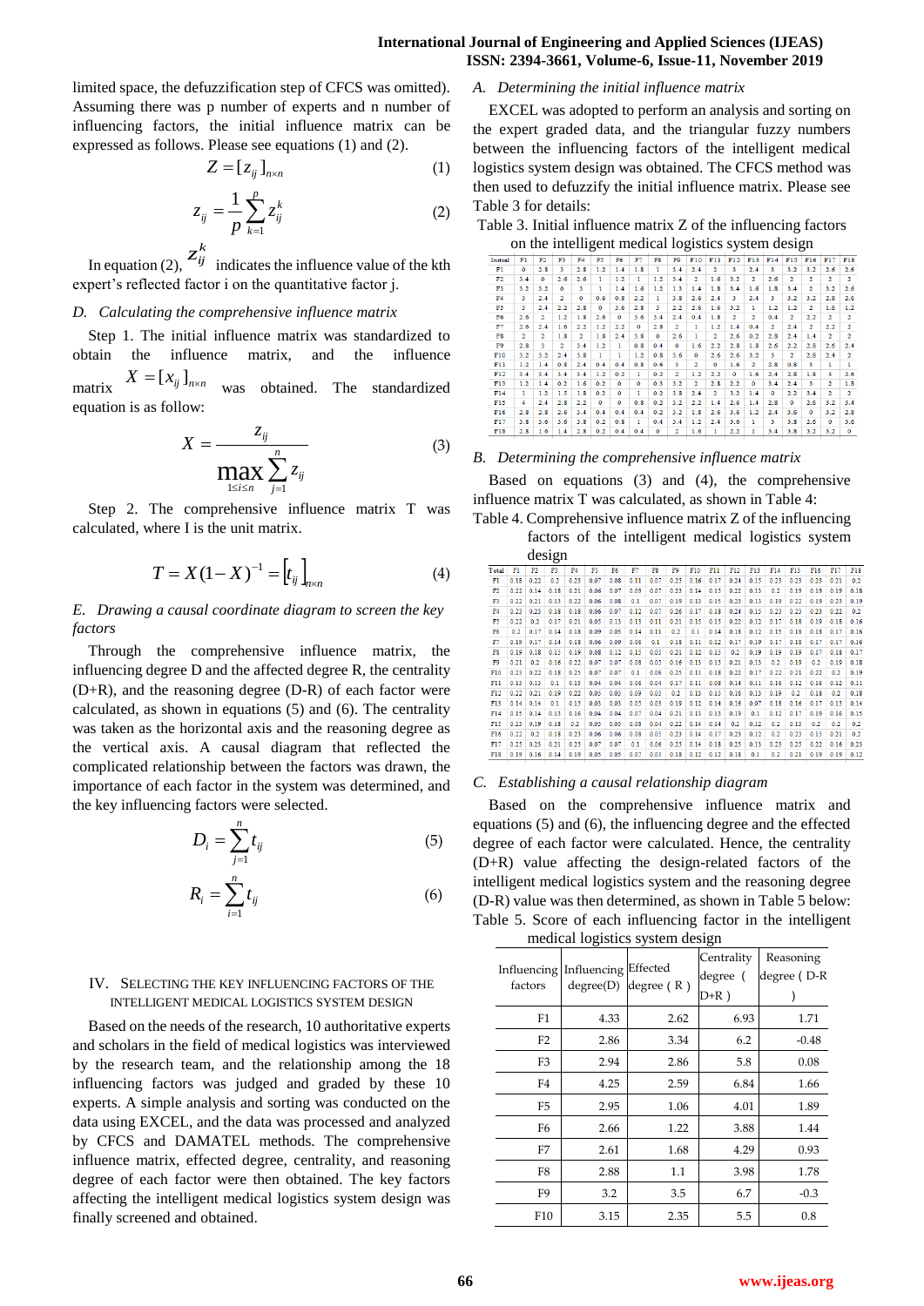limited space, the defuzzification step of CFCS was omitted). Assuming there was p number of experts and n number of influencing factors, the initial influence matrix can be expressed as follows. Please see equations (1) and (2).

$$Z = [z_{ij}]_{n \times n} \tag{1}$$

$$z_{ij} = \frac{1}{p} \sum_{k=1}^{p} z_{ij}^{k} \tag{2}$$

In equation (2), $z_{ij}^{k}$ indicates the influence value of the kth expert's reflected factor i on the quantitative factor j.

*D. Calculating the comprehensive influence matrix*

Step 1. The initial influence matrix was standardized to obtain the influence matrix, and the influence matrix $X = [x_{ij}]_{n \times n}$ was obtained. The standardized equation is as follow:

$$X = \frac{z_{ij}}{\max\limits_{1 \le i \le n} \sum_{j=1}^{n} z_{ij}} \tag{3}$$

Step 2. The comprehensive influence matrix T was calculated, where I is the unit matrix.

$$T = X(1 - X)^{-1} = \left[t_{ij}\right]_{n \times n} \tag{4}$$

*E. Drawing a causal coordinate diagram to screen the key factors*

Through the comprehensive influence matrix, the influencing degree D and the affected degree R, the centrality (D+R), and the reasoning degree (D-R) of each factor were calculated, as shown in equations (5) and (6). The centrality was taken as the horizontal axis and the reasoning degree as the vertical axis. A causal diagram that reflected the complicated relationship between the factors was drawn, the importance of each factor in the system was determined, and the key influencing factors were selected.

$$D_i = \sum_{j=1}^{n} t_{ij} \tag{5}$$

$$R_i = \sum_{i=1}^{n} t_{ij} \tag{6}$$

## IV. Selecting the Key Influencing Factors of the Intelligent Medical Logistics System Design

Based on the needs of the research, 10 authoritative experts and scholars in the field of medical logistics was interviewed by the research team, and the relationship among the 18 influencing factors was judged and graded by these 10 experts. A simple analysis and sorting was conducted on the data using EXCEL, and the data was processed and analyzed by CFCS and DAMATEL methods. The comprehensive influence matrix, effected degree, centrality, and reasoning degree of each factor were then obtained. The key factors affecting the intelligent medical logistics system design was finally screened and obtained.

*A. Determining the initial influence matrix*

EXCEL was adopted to perform an analysis and sorting on the expert graded data, and the triangular fuzzy numbers between the influencing factors of the intelligent medical logistics system design was obtained. The CFCS method was then used to defuzzify the initial influence matrix. Please see Table 3 for details:

Table 3. Initial influence matrix Z of the influencing factors on the intelligent medical logistics system design

| Initial | F1 | F2 | F3 | F4 | F5 | F6 | F7 | F8 | F9 | F10 | F11 | F12 | F13 | F14 | F15 | F16 | F17 | F18 |
|---|---|---|---|---|---|---|---|---|---|---|---|---|---|---|---|---|---|---|
| F1 | 0 | 2.8 | 3 | 2.8 | 1.2 | 1.4 | 1.8 | 1 | 3.4 | 2.4 | 2 | 3 | 2.4 | 3 | 3.2 | 3.2 | 2.6 | 2.6 |
| F2 | 3.4 | 0 | 2.6 | 2.6 | 1 | 1.2 | 1 | 1.2 | 3.4 | 2 | 1.6 | 3.2 | 2 | 2.6 | 2 | 2 | 2 | 2 |
| F3 | 3.2 | 3.2 | 0 | 3 | 1 | 1.4 | 1.6 | 1.2 | 1.3 | 1.4 | 1.8 | 3.4 | 1.6 | 1.8 | 3.4 | 2 | 3.2 | 2.6 |
| F4 | 3 | 2.4 | 2 | 0 | 0.6 | 0.8 | 2.2 | 1 | 3.8 | 2.6 | 2.4 | 3 | 2.4 | 3 | 3.2 | 3.2 | 2.8 | 2.6 |
| F5 | 3 | 2.4 | 2.2 | 2.8 | 0 | 3.6 | 2.8 | 3 | 2.2 | 2.6 | 1.6 | 3.2 | 1 | 1.2 | 1.2 | 2 | 1.6 | 1.2 |
| F6 | 2.6 | 2 | 1.2 | 1.8 | 2.6 | 0 | 3.6 | 3.4 | 2.4 | 0.4 | 1.8 | 2 | 2 | 0.4 | 2 | 2.2 | 2 | 2 |
| F7 | 2.6 | 2.4 | 1.6 | 2.2 | 1.2 | 2.2 | 0 | 2.8 | 2 | 1 | 1.2 | 1.4 | 0.4 | 2 | 2.4 | 2 | 2.2 | 2 |
| F8 | 2 | 2 | 1.8 | 2 | 1.8 | 2.4 | 3.8 | 0 | 2.6 | 1 | 2 | 2.6 | 0.2 | 2.8 | 2.4 | 1.4 | 2 | 2 |
| F9 | 2.8 | 3 | 2 | 3.4 | 1.2 | 1 | 0.8 | 0.4 | 0 | 1.6 | 2.2 | 2.8 | 1.8 | 2.6 | 2.2 | 2.8 | 2.6 | 2.4 |
| F10 | 3.2 | 3.2 | 2.4 | 3.8 | 1 | 1 | 1.2 | 0.8 | 3.6 | 0 | 2.6 | 2.6 | 3.2 | 3 | 2 | 2.8 | 2.4 | 2 |
| F11 | 2 | 1.4 | 0.8 | 2.4 | 0.4 | 0.4 | 0.8 | 0.6 | 3 | 2 | 0 | 1.6 | 2 | 2.8 | 0.8 | 3 | 1 | 1 |
| F12 | 3.4 | 3.4 | 3.4 | 3.4 | 1.2 | 0.2 | 1 | 0.2 | 2 | 1.2 | 2.2 | 0 | 1.6 | 2.4 | 2.8 | 1.8 | 3 | 2.6 |
| F13 | 1.2 | 1.4 | 0.2 | 1.6 | 0.2 | 0 | 0 | 0.3 | 3.2 | 2 | 2.8 | 2.2 | 0 | 3.4 | 2.4 | 3 | 2 | 1.8 |
| F14 | 1 | 1.2 | 1.5 | 1.8 | 0.2 | 0 | 1 | 0.2 | 3.8 | 2.4 | 2 | 3.2 | 1.4 | 0 | 2.2 | 3.4 | 2 | 2 |
| F15 | 4 | 2.4 | 2.8 | 2.2 | 0 | 0 | 0.8 | 0.2 | 3.2 | 2.2 | 1.4 | 2.6 | 1.4 | 2.8 | 0 | 2.6 | 3.2 | 3.4 |
| F16 | 2.8 | 2.8 | 2.6 | 3.4 | 0.4 | 0.4 | 0.4 | 0.2 | 3.2 | 1.8 | 2.6 | 3.6 | 1.2 | 2.4 | 3.6 | 0 | 3.2 | 2.8 |
| F17 | 3.8 | 3.6 | 3.6 | 3.8 | 0.2 | 0.8 | 1 | 0.4 | 3.4 | 1.2 | 2.4 | 3.6 | 1 | 3 | 3.8 | 2.6 | 0 | 3.6 |
| F18 | 2.8 | 1.6 | 1.4 | 2.8 | 0.2 | 0.4 | 0.4 | 0 | 2 | 1.6 | 1 | 2.2 | 1 | 3.4 | 3.8 | 3.2 | 3.2 | 0 |

*B. Determining the comprehensive influence matrix*

Based on equations (3) and (4), the comprehensive influence matrix T was calculated, as shown in Table 4:

Table 4. Comprehensive influence matrix Z of the influencing factors of the intelligent medical logistics system design

| Total | F1 | F2 | F3 | F4 | F5 | F6 | F7 | F8 | F9 | F10 | F11 | F12 | F13 | F14 | F15 | F16 | F17 | F18 |
|---|---|---|---|---|---|---|---|---|---|---|---|---|---|---|---|---|---|---|
| F1 | 0.18 | 0.22 | 0.2 | 0.23 | 0.07 | 0.08 | 0.11 | 0.07 | 0.25 | 0.16 | 0.17 | 0.24 | 0.15 | 0.23 | 0.23 | 0.23 | 0.21 | 0.2 |
| F2 | 0.22 | 0.14 | 0.18 | 0.21 | 0.06 | 0.07 | 0.09 | 0.07 | 0.23 | 0.14 | 0.15 | 0.22 | 0.13 | 0.2 | 0.19 | 0.19 | 0.19 | 0.18 |
| F3 | 0.22 | 0.21 | 0.13 | 0.22 | 0.06 | 0.08 | 0.1 | 0.07 | 0.19 | 0.13 | 0.15 | 0.23 | 0.13 | 0.19 | 0.22 | 0.19 | 0.23 | 0.19 |
| F4 | 0.23 | 0.23 | 0.18 | 0.18 | 0.06 | 0.07 | 0.12 | 0.07 | 0.26 | 0.17 | 0.18 | 0.24 | 0.15 | 0.23 | 0.23 | 0.23 | 0.22 | 0.2 |
| F5 | 0.22 | 0.2 | 0.17 | 0.21 | 0.05 | 0.13 | 0.13 | 0.11 | 0.21 | 0.15 | 0.15 | 0.22 | 0.12 | 0.17 | 0.18 | 0.19 | 0.18 | 0.16 |
| F6 | 0.2 | 0.17 | 0.14 | 0.18 | 0.09 | 0.05 | 0.14 | 0.11 | 0.2 | 0.1 | 0.14 | 0.18 | 0.12 | 0.15 | 0.18 | 0.18 | 0.17 | 0.16 |
| F7 | 0.19 | 0.17 | 0.14 | 0.18 | 0.06 | 0.09 | 0.06 | 0.1 | 0.18 | 0.11 | 0.12 | 0.17 | 0.19 | 0.17 | 0.18 | 0.17 | 0.17 | 0.16 |
| F8 | 0.19 | 0.18 | 0.15 | 0.19 | 0.08 | 0.12 | 0.15 | 0.05 | 0.21 | 0.12 | 0.15 | 0.2 | 0.19 | 0.19 | 0.19 | 0.17 | 0.18 | 0.17 |
| F9 | 0.21 | 0.2 | 0.16 | 0.22 | 0.07 | 0.07 | 0.08 | 0.05 | 0.16 | 0.13 | 0.15 | 0.21 | 0.13 | 0.2 | 0.19 | 0.2 | 0.19 | 0.18 |
| F10 | 0.23 | 0.22 | 0.18 | 0.25 | 0.07 | 0.07 | 0.1 | 0.06 | 0.25 | 0.11 | 0.18 | 0.22 | 0.17 | 0.22 | 0.21 | 0.22 | 0.2 | 0.19 |
| F11 | 0.13 | 0.13 | 0.1 | 0.15 | 0.04 | 0.04 | 0.06 | 0.04 | 0.17 | 0.11 | 0.08 | 0.14 | 0.11 | 0.16 | 0.12 | 0.16 | 0.12 | 0.11 |
| F12 | 0.22 | 0.21 | 0.19 | 0.22 | 0.05 | 0.05 | 0.09 | 0.05 | 0.2 | 0.13 | 0.15 | 0.16 | 0.13 | 0.19 | 0.2 | 0.18 | 0.2 | 0.18 |
| F13 | 0.14 | 0.14 | 0.1 | 0.15 | 0.03 | 0.03 | 0.05 | 0.03 | 0.19 | 0.12 | 0.14 | 0.16 | 0.07 | 0.18 | 0.16 | 0.17 | 0.15 | 0.14 |
| F14 | 0.15 | 0.14 | 0.13 | 0.16 | 0.04 | 0.04 | 0.07 | 0.04 | 0.21 | 0.13 | 0.13 | 0.19 | 0.1 | 0.12 | 0.17 | 0.19 | 0.16 | 0.15 |
| F15 | 0.23 | 0.19 | 0.18 | 0.2 | 0.05 | 0.05 | 0.08 | 0.04 | 0.22 | 0.14 | 0.14 | 0.2 | 0.12 | 0.2 | 0.15 | 0.2 | 0.2 | 0.2 |
| F16 | 0.22 | 0.2 | 0.18 | 0.23 | 0.06 | 0.06 | 0.08 | 0.05 | 0.23 | 0.14 | 0.17 | 0.23 | 0.12 | 0.2 | 0.23 | 0.15 | 0.21 | 0.2 |
| F17 | 0.25 | 0.23 | 0.21 | 0.25 | 0.07 | 0.07 | 0.1 | 0.06 | 0.25 | 0.14 | 0.18 | 0.25 | 0.13 | 0.23 | 0.25 | 0.22 | 0.16 | 0.23 |
| F18 | 0.19 | 0.16 | 0.14 | 0.19 | 0.05 | 0.05 | 0.07 | 0.03 | 0.18 | 0.12 | 0.12 | 0.18 | 0.1 | 0.2 | 0.21 | 0.19 | 0.19 | 0.12 |

*C. Establishing a causal relationship diagram*

Based on the comprehensive influence matrix and equations (5) and (6), the influencing degree and the effected degree of each factor were calculated. Hence, the centrality (D+R) value affecting the design-related factors of the intelligent medical logistics system and the reasoning degree (D-R) value was then determined, as shown in Table 5 below:

Table 5. Score of each influencing factor in the intelligent medical logistics system design

| Influencing factors | Influencing degree(D) | Effected degree ( R ) | Centrality degree ( D+R ) | Reasoning degree ( D-R ) |
|---|---|---|---|---|
| F1 | 4.33 | 2.62 | 6.93 | 1.71 |
| F2 | 2.86 | 3.34 | 6.2 | -0.48 |
| F3 | 2.94 | 2.86 | 5.8 | 0.08 |
| F4 | 4.25 | 2.59 | 6.84 | 1.66 |
| F5 | 2.95 | 1.06 | 4.01 | 1.89 |
| F6 | 2.66 | 1.22 | 3.88 | 1.44 |
| F7 | 2.61 | 1.68 | 4.29 | 0.93 |
| F8 | 2.88 | 1.1 | 3.98 | 1.78 |
| F9 | 3.2 | 3.5 | 6.7 | -0.3 |
| F10 | 3.15 | 2.35 | 5.5 | 0.8 |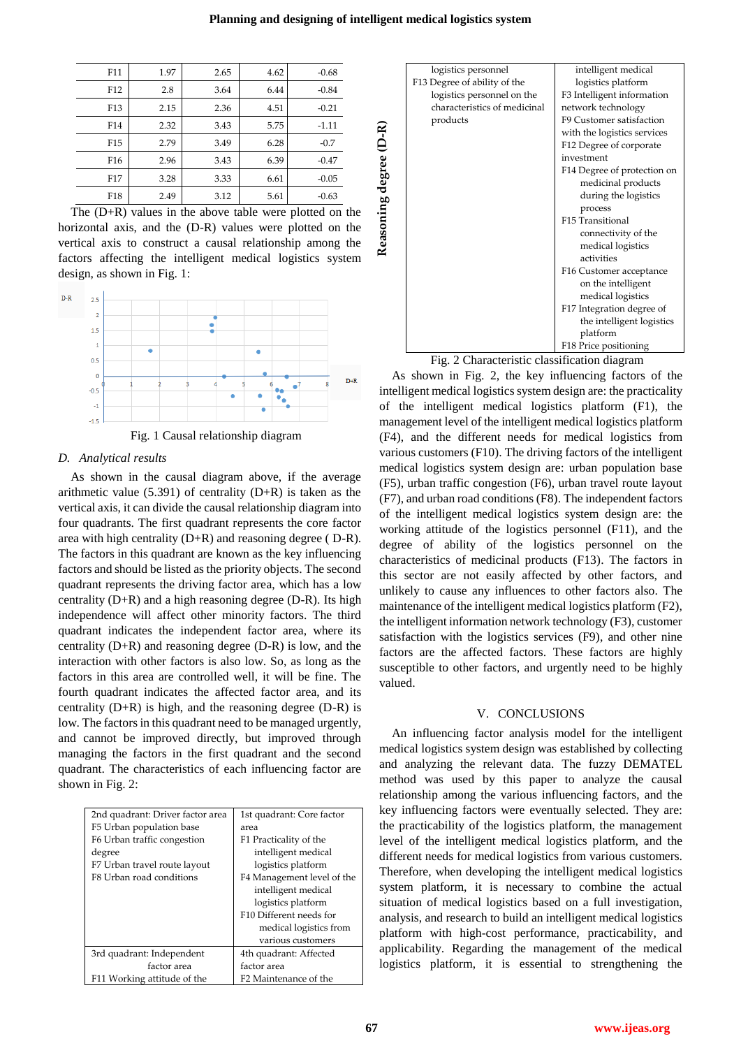| F11 | 1.97 | 2.65 | 4.62 | -0.68 |
|---|---|---|---|---|
| F12 | 2.8 | 3.64 | 6.44 | -0.84 |
| F13 | 2.15 | 2.36 | 4.51 | -0.21 |
| F14 | 2.32 | 3.43 | 5.75 | -1.11 |
| F15 | 2.79 | 3.49 | 6.28 | -0.7 |
| F16 | 2.96 | 3.43 | 6.39 | -0.47 |
| F17 | 3.28 | 3.33 | 6.61 | -0.05 |
| F18 | 2.49 | 3.12 | 5.61 | -0.63 |

The (D+R) values in the above table were plotted on the horizontal axis, and the (D-R) values were plotted on the vertical axis to construct a causal relationship among the factors affecting the intelligent medical logistics system design, as shown in Fig. 1:

Fig. 1 Causal relationship diagram

### *D. Analytical results*

As shown in the causal diagram above, if the average arithmetic value (5.391) of centrality (D+R) is taken as the vertical axis, it can divide the causal relationship diagram into four quadrants. The first quadrant represents the core factor area with high centrality (D+R) and reasoning degree ( D-R). The factors in this quadrant are known as the key influencing factors and should be listed as the priority objects. The second quadrant represents the driving factor area, which has a low centrality (D+R) and a high reasoning degree (D-R). Its high independence will affect other minority factors. The third quadrant indicates the independent factor area, where its centrality (D+R) and reasoning degree (D-R) is low, and the interaction with other factors is also low. So, as long as the factors in this area are controlled well, it will be fine. The fourth quadrant indicates the affected factor area, and its centrality (D+R) is high, and the reasoning degree (D-R) is low. The factors in this quadrant need to be managed urgently, and cannot be improved directly, but improved through managing the factors in the first quadrant and the second quadrant. The characteristics of each influencing factor are shown in Fig. 2:

| 2nd quadrant: Driver factor area<br>F5 Urban population base<br>F6 Urban traffic congestion degree<br>F7 Urban travel route layout<br>F8 Urban road conditions | 1st quadrant: Core factor area<br>F1 Practicality of the intelligent medical logistics platform<br>F4 Management level of the intelligent medical logistics platform<br>F10 Different needs for medical logistics from various customers |
|---|---|
| 3rd quadrant: Independent factor area<br>F11 Working attitude of the logistics personnel<br>F13 Degree of ability of the logistics personnel on the characteristics of medicinal products | 4th quadrant: Affected factor area<br>F2 Maintenance of the intelligent medical logistics platform<br>F3 Intelligent information network technology<br>F9 Customer satisfaction with the logistics services<br>F12 Degree of corporate investment<br>F14 Degree of protection on medicinal products during the logistics process<br>F15 Transitional connectivity of the medical logistics activities<br>F16 Customer acceptance on the intelligent medical logistics<br>F17 Integration degree of the intelligent logistics platform<br>F18 Price positioning |

Fig. 2 Characteristic classification diagram

As shown in Fig. 2, the key influencing factors of the intelligent medical logistics system design are: the practicality of the intelligent medical logistics platform (F1), the management level of the intelligent medical logistics platform (F4), and the different needs for medical logistics from various customers (F10). The driving factors of the intelligent medical logistics system design are: urban population base (F5), urban traffic congestion (F6), urban travel route layout (F7), and urban road conditions (F8). The independent factors of the intelligent medical logistics system design are: the working attitude of the logistics personnel (F11), and the degree of ability of the logistics personnel on the characteristics of medicinal products (F13). The factors in this sector are not easily affected by other factors, and unlikely to cause any influences to other factors also. The maintenance of the intelligent medical logistics platform (F2), the intelligent information network technology (F3), customer satisfaction with the logistics services (F9), and other nine factors are the affected factors. These factors are highly susceptible to other factors, and urgently need to be highly valued.

## V. CONCLUSIONS

An influencing factor analysis model for the intelligent medical logistics system design was established by collecting and analyzing the relevant data. The fuzzy DEMATEL method was used by this paper to analyze the causal relationship among the various influencing factors, and the key influencing factors were eventually selected. They are: the practicability of the logistics platform, the management level of the intelligent medical logistics platform, and the different needs for medical logistics from various customers. Therefore, when developing the intelligent medical logistics system platform, it is necessary to combine the actual situation of medical logistics based on a full investigation, analysis, and research to build an intelligent medical logistics platform with high-cost performance, practicability, and applicability. Regarding the management of the medical logistics platform, it is essential to strengthening the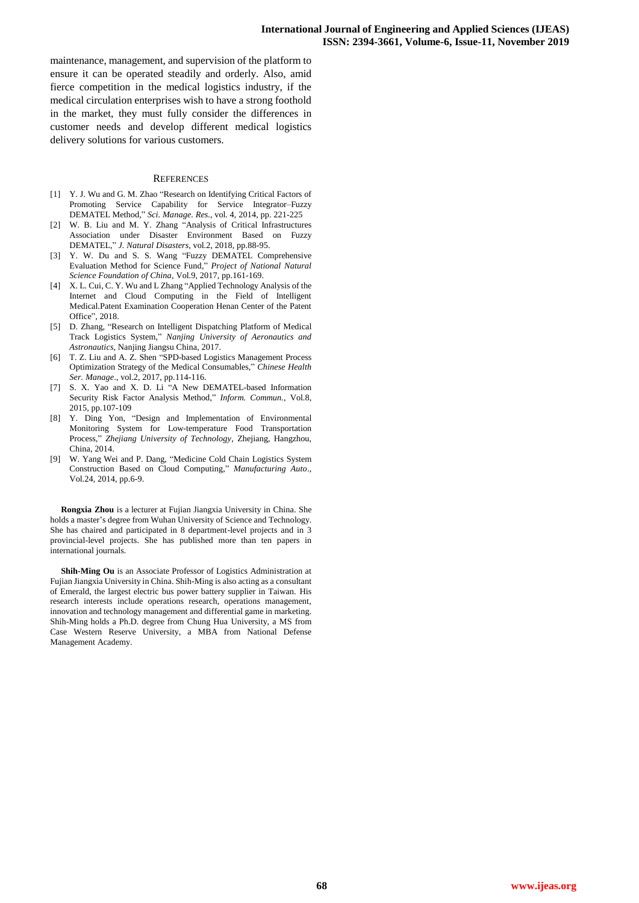maintenance, management, and supervision of the platform to ensure it can be operated steadily and orderly. Also, amid fierce competition in the medical logistics industry, if the medical circulation enterprises wish to have a strong foothold in the market, they must fully consider the differences in customer needs and develop different medical logistics delivery solutions for various customers.

## REFERENCES

[1] Y. J. Wu and G. M. Zhao "Research on Identifying Critical Factors of Promoting Service Capability for Service Integrator–Fuzzy DEMATEL Method," *Sci. Manage. Res.*, vol. 4, 2014, pp. 221-225

[2] W. B. Liu and M. Y. Zhang "Analysis of Critical Infrastructures Association under Disaster Environment Based on Fuzzy DEMATEL," *J. Natural Disasters*, vol.2, 2018, pp.88-95.

[3] Y. W. Du and S. S. Wang "Fuzzy DEMATEL Comprehensive Evaluation Method for Science Fund," *Project of National Natural Science Foundation of China*, Vol.9, 2017, pp.161-169.

[4] X. L. Cui, C. Y. Wu and L Zhang "Applied Technology Analysis of the Internet and Cloud Computing in the Field of Intelligent Medical.Patent Examination Cooperation Henan Center of the Patent Office", 2018.

[5] D. Zhang, "Research on Intelligent Dispatching Platform of Medical Track Logistics System," *Nanjing University of Aeronautics and Astronautics*, Nanjing Jiangsu China, 2017.

[6] T. Z. Liu and A. Z. Shen "SPD-based Logistics Management Process Optimization Strategy of the Medical Consumables," *Chinese Health Ser. Manage*., vol.2, 2017, pp.114-116.

[7] S. X. Yao and X. D. Li "A New DEMATEL-based Information Security Risk Factor Analysis Method," *Inform. Commun.*, Vol.8, 2015, pp.107-109

[8] Y. Ding Yon, "Design and Implementation of Environmental Monitoring System for Low-temperature Food Transportation Process," *Zhejiang University of Technology*, Zhejiang, Hangzhou, China, 2014.

[9] W. Yang Wei and P. Dang, "Medicine Cold Chain Logistics System Construction Based on Cloud Computing," *Manufacturing Auto*., Vol.24, 2014, pp.6-9.

**Rongxia Zhou** is a lecturer at Fujian Jiangxia University in China. She holds a master's degree from Wuhan University of Science and Technology. She has chaired and participated in 8 department-level projects and in 3 provincial-level projects. She has published more than ten papers in international journals.

**Shih-Ming Ou** is an Associate Professor of Logistics Administration at Fujian Jiangxia University in China. Shih-Ming is also acting as a consultant of Emerald, the largest electric bus power battery supplier in Taiwan. His research interests include operations research, operations management, innovation and technology management and differential game in marketing. Shih-Ming holds a Ph.D. degree from Chung Hua University, a MS from Case Western Reserve University, a MBA from National Defense Management Academy.